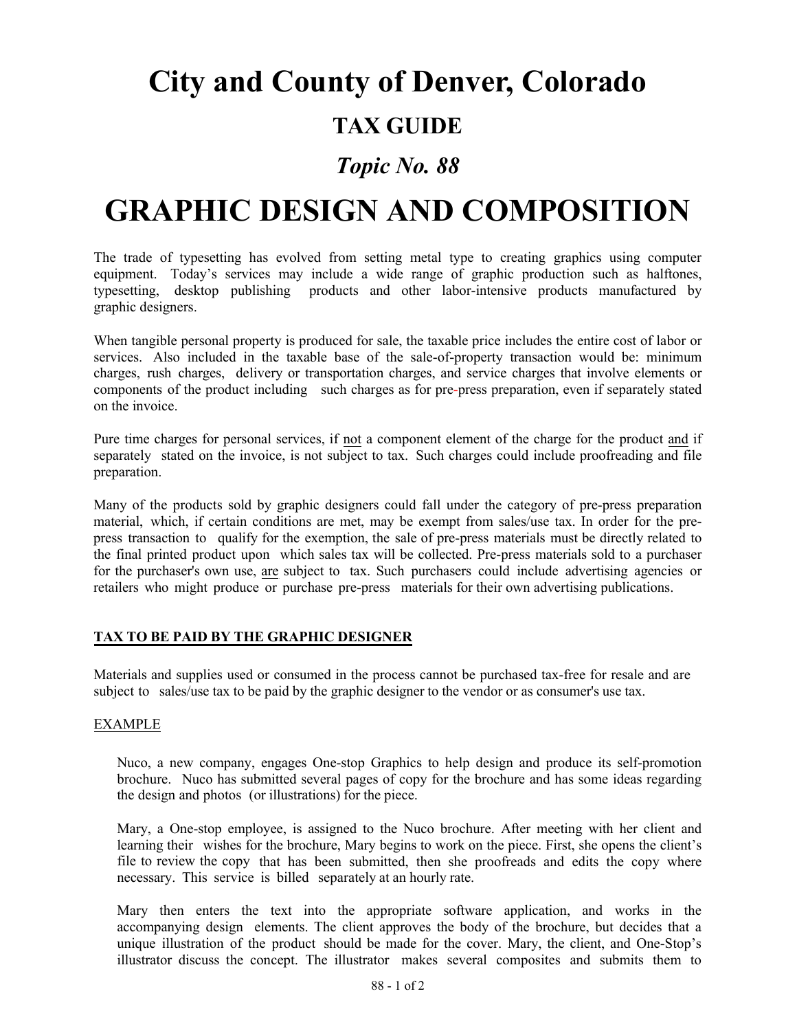# City and County of Denver, Colorado

## TAX GUIDE

### *Topic No. 88*

# GRAPHIC DESIGN AND COMPOSITION

The trade of typesetting has evolved from setting metal type to creating graphics using computer equipment. Today's services may include a wide range of graphic production such as halftones, typesetting, desktop publishing products and other labor-intensive products manufactured by graphic designers.

When tangible personal property is produced for sale, the taxable price includes the entire cost of labor or services. Also included in the taxable base of the sale-of-property transaction would be: minimum charges, rush charges, delivery or transportation charges, and service charges that involve elements or components of the product including such charges as for pre-press preparation, even if separately stated on the invoice.

Pure time charges for personal services, if <u>not</u> a component element of the charge for the product <u>and</u> if separately stated on the invoice, is not subject to tax. Such charges could include proofreading and file preparation.

Many of the products sold by graphic designers could fall under the category of pre-press preparation material, which, if certain conditions are met, may be exempt from sales/use tax. In order for the pre-press transaction to qualify for the exemption, the sale of pre-press materials must be directly related to the final printed product upon which sales tax will be collected. Pre-press materials sold to a purchaser for the purchaser's own use, <u>are</u> subject to tax. Such purchasers could include advertising agencies or retailers who might produce or purchase pre-press materials for their own advertising publications.

**<u>TAX TO BE PAID BY THE GRAPHIC DESIGNER</u>**

Materials and supplies used or consumed in the process cannot be purchased tax-free for resale and are subject to sales/use tax to be paid by the graphic designer to the vendor or as consumer's use tax.

<u>EXAMPLE</u>

Nuco, a new company, engages One-stop Graphics to help design and produce its self-promotion brochure. Nuco has submitted several pages of copy for the brochure and has some ideas regarding the design and photos (or illustrations) for the piece.

Mary, a One-stop employee, is assigned to the Nuco brochure. After meeting with her client and learning their wishes for the brochure, Mary begins to work on the piece. First, she opens the client's file to review the copy that has been submitted, then she proofreads and edits the copy where necessary. This service is billed separately at an hourly rate.

Mary then enters the text into the appropriate software application, and works in the accompanying design elements. The client approves the body of the brochure, but decides that a unique illustration of the product should be made for the cover. Mary, the client, and One-Stop's illustrator discuss the concept. The illustrator makes several composites and submits them to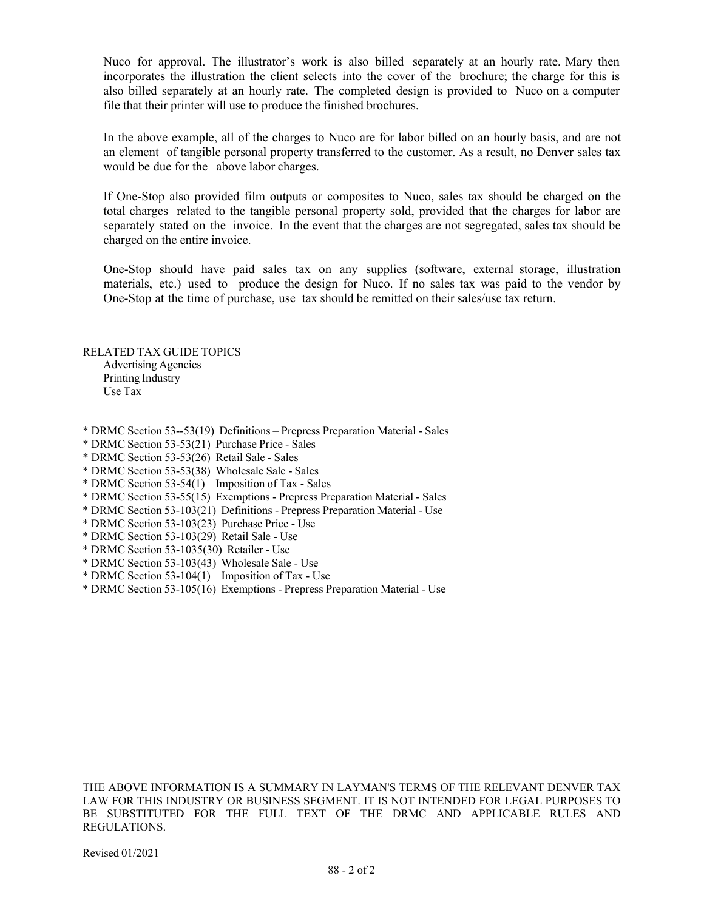Nuco for approval. The illustrator's work is also billed separately at an hourly rate. Mary then incorporates the illustration the client selects into the cover of the brochure; the charge for this is also billed separately at an hourly rate. The completed design is provided to Nuco on a computer file that their printer will use to produce the finished brochures.

In the above example, all of the charges to Nuco are for labor billed on an hourly basis, and are not an element of tangible personal property transferred to the customer. As a result, no Denver sales tax would be due for the above labor charges.

If One-Stop also provided film outputs or composites to Nuco, sales tax should be charged on the total charges related to the tangible personal property sold, provided that the charges for labor are separately stated on the invoice. In the event that the charges are not segregated, sales tax should be charged on the entire invoice.

One-Stop should have paid sales tax on any supplies (software, external storage, illustration materials, etc.) used to produce the design for Nuco. If no sales tax was paid to the vendor by One-Stop at the time of purchase, use tax should be remitted on their sales/use tax return.

RELATED TAX GUIDE TOPICS

Advertising Agencies
Printing Industry
Use Tax

* DRMC Section 53--53(19) Definitions – Prepress Preparation Material - Sales
* DRMC Section 53-53(21) Purchase Price - Sales
* DRMC Section 53-53(26) Retail Sale - Sales
* DRMC Section 53-53(38) Wholesale Sale - Sales
* DRMC Section 53-54(1) Imposition of Tax - Sales
* DRMC Section 53-55(15) Exemptions - Prepress Preparation Material - Sales
* DRMC Section 53-103(21) Definitions - Prepress Preparation Material - Use
* DRMC Section 53-103(23) Purchase Price - Use
* DRMC Section 53-103(29) Retail Sale - Use
* DRMC Section 53-1035(30) Retailer - Use
* DRMC Section 53-103(43) Wholesale Sale - Use
* DRMC Section 53-104(1) Imposition of Tax - Use
* DRMC Section 53-105(16) Exemptions - Prepress Preparation Material - Use

THE ABOVE INFORMATION IS A SUMMARY IN LAYMAN'S TERMS OF THE RELEVANT DENVER TAX LAW FOR THIS INDUSTRY OR BUSINESS SEGMENT. IT IS NOT INTENDED FOR LEGAL PURPOSES TO BE SUBSTITUTED FOR THE FULL TEXT OF THE DRMC AND APPLICABLE RULES AND REGULATIONS.

Revised 01/2021